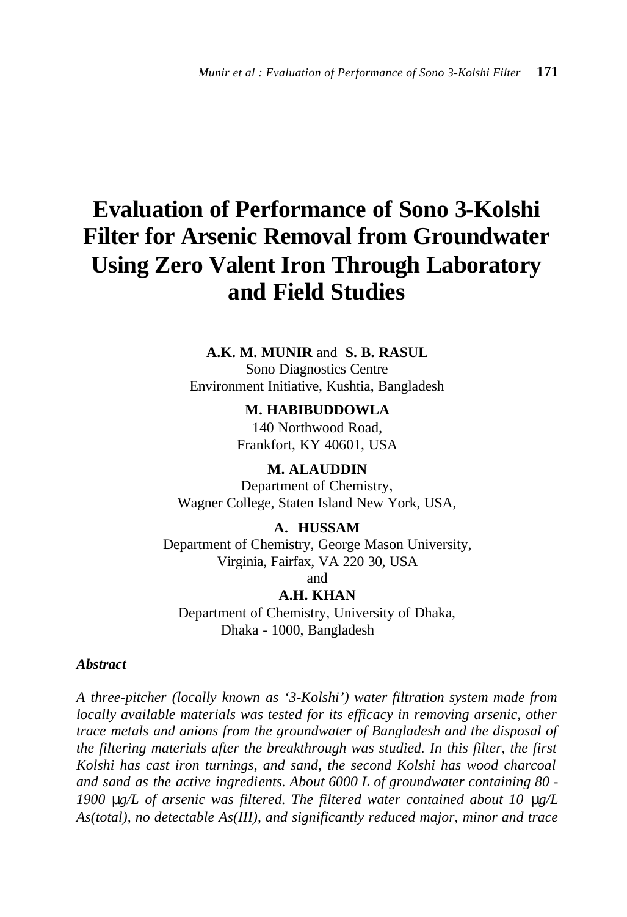# Evaluation of Performance of Sono 3-Kolshi Filter for Arsenic Removal from Groundwater Using Zero Valent Iron Through Laboratory and Field Studies

**A.K. M. MUNIR** and **S. B. RASUL**
Sono Diagnostics Centre
Environment Initiative, Kushtia, Bangladesh

**M. HABIBUDDOWLA**
140 Northwood Road,
Frankfort, KY 40601, USA

**M. ALAUDDIN**
Department of Chemistry,
Wagner College, Staten Island New York, USA,

**A. HUSSAM**
Department of Chemistry, George Mason University,
Virginia, Fairfax, VA 220 30, USA
and

**A.H. KHAN**
Department of Chemistry, University of Dhaka,
Dhaka - 1000, Bangladesh

### *Abstract*

*A three-pitcher (locally known as '3-Kolshi') water filtration system made from locally available materials was tested for its efficacy in removing arsenic, other trace metals and anions from the groundwater of Bangladesh and the disposal of the filtering materials after the breakthrough was studied. In this filter, the first Kolshi has cast iron turnings, and sand, the second Kolshi has wood charcoal and sand as the active ingredients. About 6000 L of groundwater containing 80 - 1900 μg/L of arsenic was filtered. The filtered water contained about 10 μg/L As(total), no detectable As(III), and significantly reduced major, minor and trace*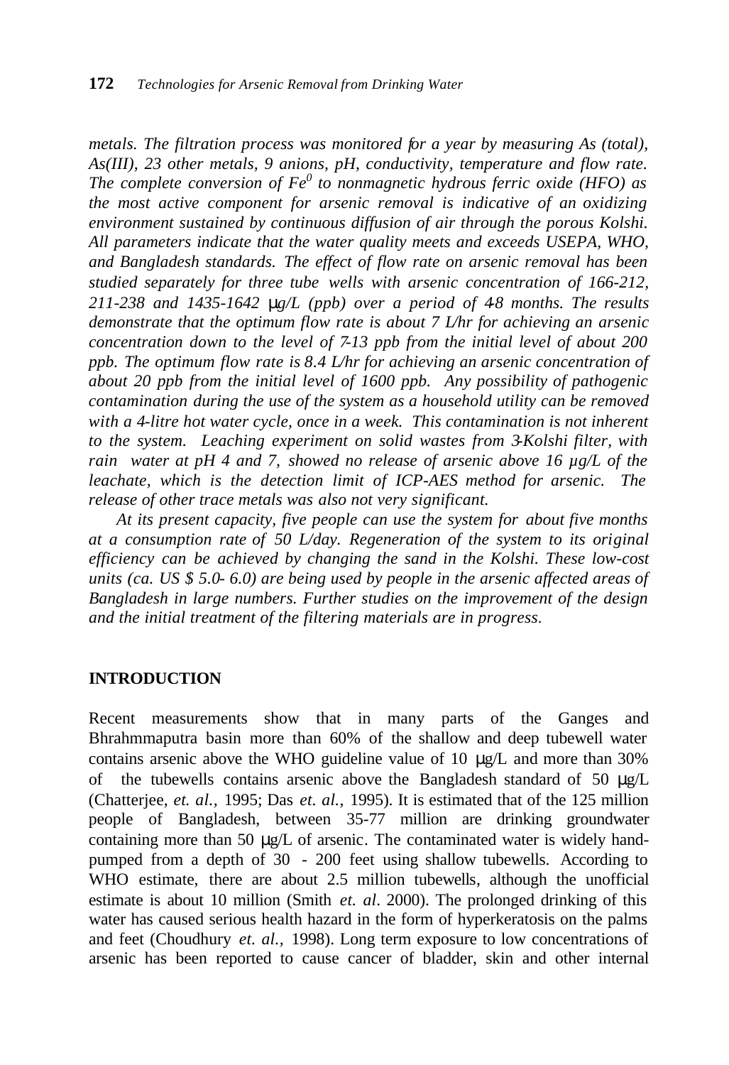*metals. The filtration process was monitored for a year by measuring As (total), As(III), 23 other metals, 9 anions, pH, conductivity, temperature and flow rate. The complete conversion of $Fe^0$ to nonmagnetic hydrous ferric oxide (HFO) as the most active component for arsenic removal is indicative of an oxidizing environment sustained by continuous diffusion of air through the porous Kolshi. All parameters indicate that the water quality meets and exceeds USEPA, WHO, and Bangladesh standards. The effect of flow rate on arsenic removal has been studied separately for three tube wells with arsenic concentration of 166-212, 211-238 and 1435-1642 μg/L (ppb) over a period of 4-8 months. The results demonstrate that the optimum flow rate is about 7 L/hr for achieving an arsenic concentration down to the level of 7-13 ppb from the initial level of about 200 ppb. The optimum flow rate is 8.4 L/hr for achieving an arsenic concentration of about 20 ppb from the initial level of 1600 ppb. Any possibility of pathogenic contamination during the use of the system as a household utility can be removed with a 4-litre hot water cycle, once in a week. This contamination is not inherent to the system. Leaching experiment on solid wastes from 3-Kolshi filter, with rain water at pH 4 and 7, showed no release of arsenic above 16 µg/L of the leachate, which is the detection limit of ICP-AES method for arsenic. The release of other trace metals was also not very significant.*

*At its present capacity, five people can use the system for about five months at a consumption rate of 50 L/day. Regeneration of the system to its original efficiency can be achieved by changing the sand in the Kolshi. These low-cost units (ca. US $ 5.0- 6.0) are being used by people in the arsenic affected areas of Bangladesh in large numbers. Further studies on the improvement of the design and the initial treatment of the filtering materials are in progress.*

## INTRODUCTION

Recent measurements show that in many parts of the Ganges and Bhrahmmaputra basin more than 60% of the shallow and deep tubewell water contains arsenic above the WHO guideline value of 10 μg/L and more than 30% of the tubewells contains arsenic above the Bangladesh standard of 50 μg/L (Chatterjee, *et. al.*, 1995; Das *et. al.*, 1995). It is estimated that of the 125 million people of Bangladesh, between 35-77 million are drinking groundwater containing more than 50 μg/L of arsenic. The contaminated water is widely hand-pumped from a depth of 30 - 200 feet using shallow tubewells. According to WHO estimate, there are about 2.5 million tubewells, although the unofficial estimate is about 10 million (Smith *et. al*. 2000). The prolonged drinking of this water has caused serious health hazard in the form of hyperkeratosis on the palms and feet (Choudhury *et. al.*, 1998). Long term exposure to low concentrations of arsenic has been reported to cause cancer of bladder, skin and other internal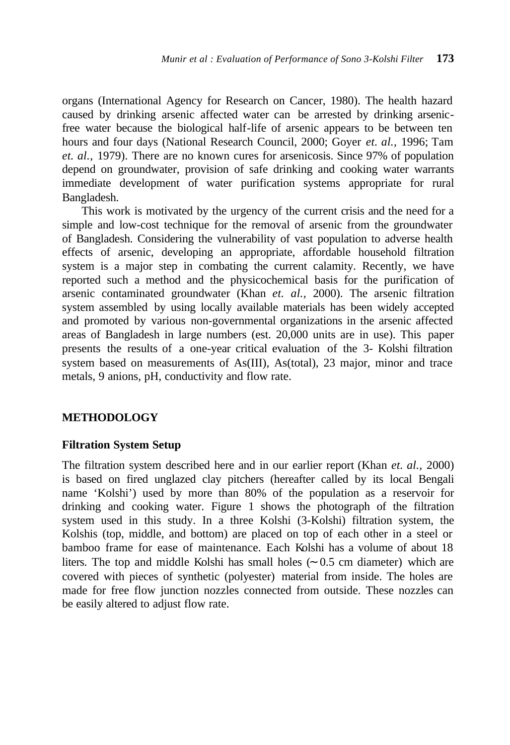organs (International Agency for Research on Cancer, 1980). The health hazard caused by drinking arsenic affected water can be arrested by drinking arsenic-free water because the biological half-life of arsenic appears to be between ten hours and four days (National Research Council, 2000; Goyer *et. al.,* 1996; Tam *et. al.,* 1979). There are no known cures for arsenicosis. Since 97% of population depend on groundwater, provision of safe drinking and cooking water warrants immediate development of water purification systems appropriate for rural Bangladesh.

This work is motivated by the urgency of the current crisis and the need for a simple and low-cost technique for the removal of arsenic from the groundwater of Bangladesh. Considering the vulnerability of vast population to adverse health effects of arsenic, developing an appropriate, affordable household filtration system is a major step in combating the current calamity. Recently, we have reported such a method and the physicochemical basis for the purification of arsenic contaminated groundwater (Khan *et. al.,* 2000). The arsenic filtration system assembled by using locally available materials has been widely accepted and promoted by various non-governmental organizations in the arsenic affected areas of Bangladesh in large numbers (est. 20,000 units are in use). This paper presents the results of a one-year critical evaluation of the 3- Kolshi filtration system based on measurements of As(III), As(total), 23 major, minor and trace metals, 9 anions, pH, conductivity and flow rate.

## METHODOLOGY

### Filtration System Setup

The filtration system described here and in our earlier report (Khan *et. al.,* 2000) is based on fired unglazed clay pitchers (hereafter called by its local Bengali name 'Kolshi') used by more than 80% of the population as a reservoir for drinking and cooking water. Figure 1 shows the photograph of the filtration system used in this study. In a three Kolshi (3-Kolshi) filtration system, the Kolshis (top, middle, and bottom) are placed on top of each other in a steel or bamboo frame for ease of maintenance. Each Kolshi has a volume of about 18 liters. The top and middle Kolshi has small holes (~ 0.5 cm diameter) which are covered with pieces of synthetic (polyester) material from inside. The holes are made for free flow junction nozzles connected from outside. These nozzles can be easily altered to adjust flow rate.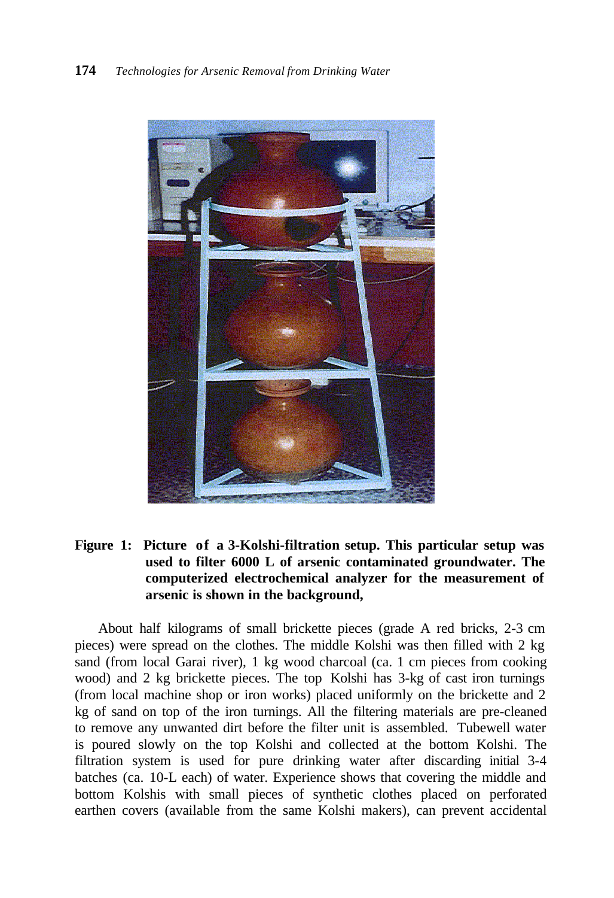**Figure 1: Picture of a 3-Kolshi-filtration setup. This particular setup was used to filter 6000 L of arsenic contaminated groundwater. The computerized electrochemical analyzer for the measurement of arsenic is shown in the background,**

About half kilograms of small brickette pieces (grade A red bricks, 2-3 cm pieces) were spread on the clothes. The middle Kolshi was then filled with 2 kg sand (from local Garai river), 1 kg wood charcoal (ca. 1 cm pieces from cooking wood) and 2 kg brickette pieces. The top Kolshi has 3-kg of cast iron turnings (from local machine shop or iron works) placed uniformly on the brickette and 2 kg of sand on top of the iron turnings. All the filtering materials are pre-cleaned to remove any unwanted dirt before the filter unit is assembled. Tubewell water is poured slowly on the top Kolshi and collected at the bottom Kolshi. The filtration system is used for pure drinking water after discarding initial 3-4 batches (ca. 10-L each) of water. Experience shows that covering the middle and bottom Kolshis with small pieces of synthetic clothes placed on perforated earthen covers (available from the same Kolshi makers), can prevent accidental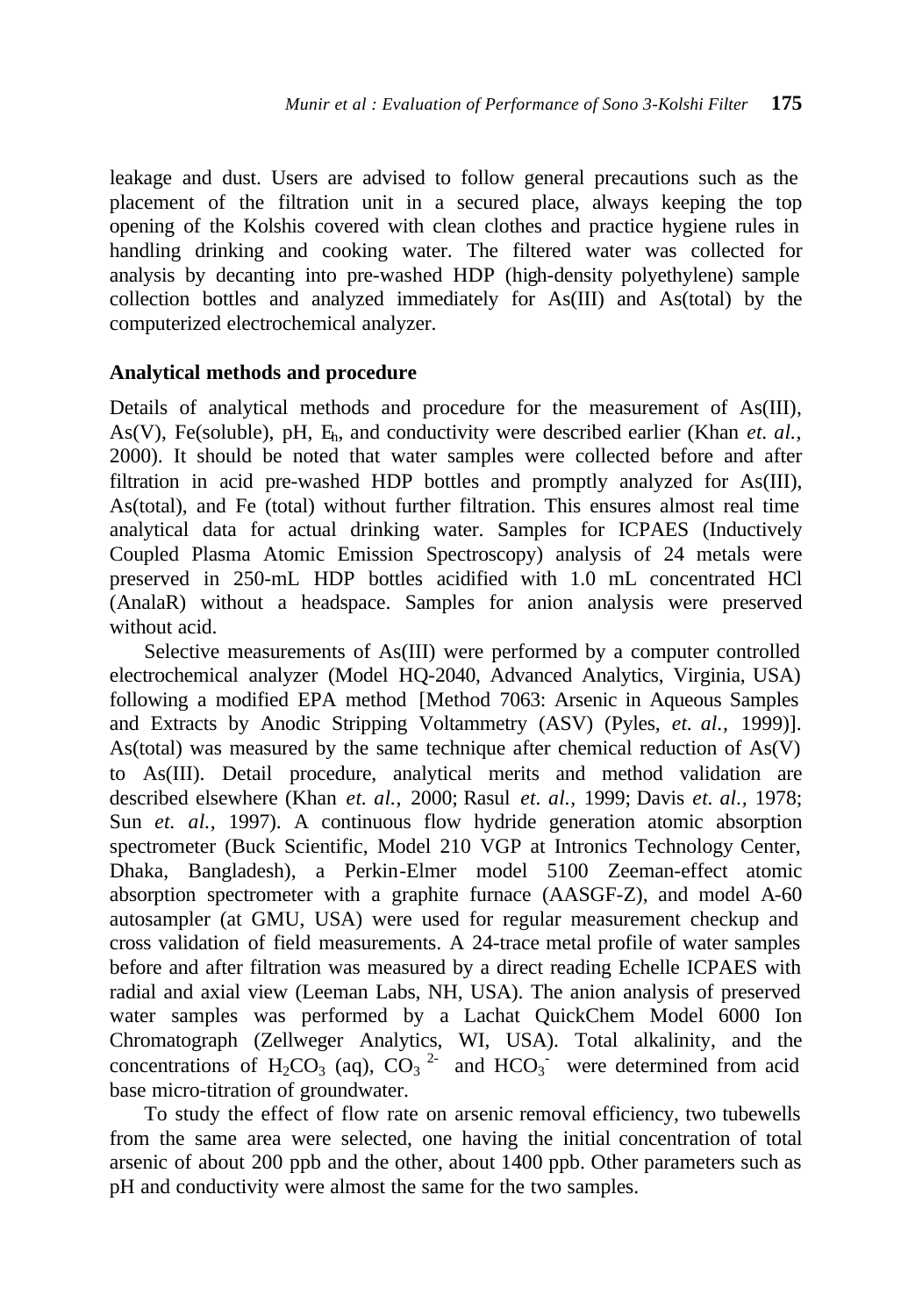leakage and dust. Users are advised to follow general precautions such as the placement of the filtration unit in a secured place, always keeping the top opening of the Kolshis covered with clean clothes and practice hygiene rules in handling drinking and cooking water. The filtered water was collected for analysis by decanting into pre-washed HDP (high-density polyethylene) sample collection bottles and analyzed immediately for As(III) and As(total) by the computerized electrochemical analyzer.

**Analytical methods and procedure**

Details of analytical methods and procedure for the measurement of As(III), As(V), Fe(soluble), pH, $E_h$, and conductivity were described earlier (Khan *et. al.,* 2000). It should be noted that water samples were collected before and after filtration in acid pre-washed HDP bottles and promptly analyzed for As(III), As(total), and Fe (total) without further filtration. This ensures almost real time analytical data for actual drinking water. Samples for ICPAES (Inductively Coupled Plasma Atomic Emission Spectroscopy) analysis of 24 metals were preserved in 250-mL HDP bottles acidified with 1.0 mL concentrated HCl (AnalaR) without a headspace. Samples for anion analysis were preserved without acid.

Selective measurements of As(III) were performed by a computer controlled electrochemical analyzer (Model HQ-2040, Advanced Analytics, Virginia, USA) following a modified EPA method [Method 7063: Arsenic in Aqueous Samples and Extracts by Anodic Stripping Voltammetry (ASV) (Pyles, *et. al.,* 1999)]. As(total) was measured by the same technique after chemical reduction of As(V) to As(III). Detail procedure, analytical merits and method validation are described elsewhere (Khan *et. al.,* 2000; Rasul *et. al.,* 1999; Davis *et. al.,* 1978; Sun *et. al.,* 1997). A continuous flow hydride generation atomic absorption spectrometer (Buck Scientific, Model 210 VGP at Intronics Technology Center, Dhaka, Bangladesh), a Perkin-Elmer model 5100 Zeeman-effect atomic absorption spectrometer with a graphite furnace (AASGF-Z), and model A-60 autosampler (at GMU, USA) were used for regular measurement checkup and cross validation of field measurements. A 24-trace metal profile of water samples before and after filtration was measured by a direct reading Echelle ICPAES with radial and axial view (Leeman Labs, NH, USA). The anion analysis of preserved water samples was performed by a Lachat QuickChem Model 6000 Ion Chromatograph (Zellweger Analytics, WI, USA). Total alkalinity, and the concentrations of $H_2CO_3$ (aq), $CO_3^{2-}$ and $HCO_3^-$ were determined from acid base micro-titration of groundwater.

To study the effect of flow rate on arsenic removal efficiency, two tubewells from the same area were selected, one having the initial concentration of total arsenic of about 200 ppb and the other, about 1400 ppb. Other parameters such as pH and conductivity were almost the same for the two samples.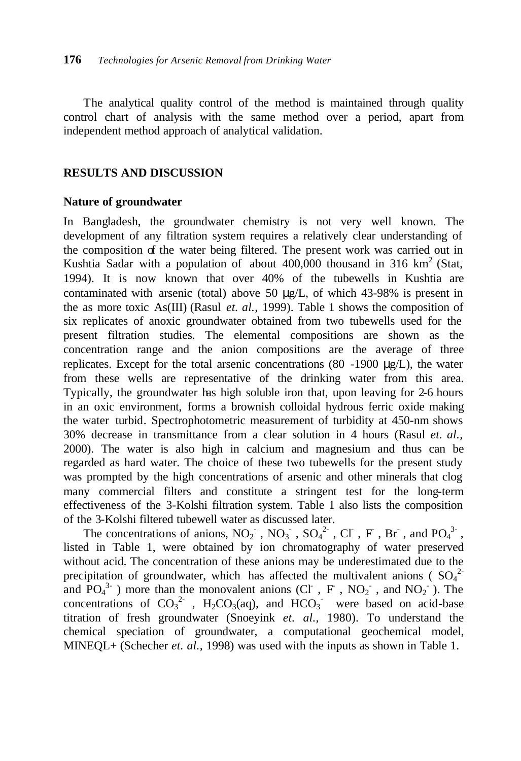The analytical quality control of the method is maintained through quality control chart of analysis with the same method over a period, apart from independent method approach of analytical validation.

## RESULTS AND DISCUSSION

### Nature of groundwater

In Bangladesh, the groundwater chemistry is not very well known. The development of any filtration system requires a relatively clear understanding of the composition of the water being filtered. The present work was carried out in Kushtia Sadar with a population of about 400,000 thousand in 316 $km^2$ (Stat, 1994). It is now known that over 40% of the tubewells in Kushtia are contaminated with arsenic (total) above 50 μg/L, of which 43-98% is present in the as more toxic As(III) (Rasul *et. al.*, 1999). Table 1 shows the composition of six replicates of anoxic groundwater obtained from two tubewells used for the present filtration studies. The elemental compositions are shown as the concentration range and the anion compositions are the average of three replicates. Except for the total arsenic concentrations (80 -1900 μg/L), the water from these wells are representative of the drinking water from this area. Typically, the groundwater has high soluble iron that, upon leaving for 2-6 hours in an oxic environment, forms a brownish colloidal hydrous ferric oxide making the water turbid. Spectrophotometric measurement of turbidity at 450-nm shows 30% decrease in transmittance from a clear solution in 4 hours (Rasul *et. al.*, 2000). The water is also high in calcium and magnesium and thus can be regarded as hard water. The choice of these two tubewells for the present study was prompted by the high concentrations of arsenic and other minerals that clog many commercial filters and constitute a stringent test for the long-term effectiveness of the 3-Kolshi filtration system. Table 1 also lists the composition of the 3-Kolshi filtered tubewell water as discussed later.

The concentrations of anions, $NO_2^-$, $NO_3^-$, $SO_4^{2-}$, $Cl^-$, $F^-$, $Br^-$, and $PO_4^{3-}$, listed in Table 1, were obtained by ion chromatography of water preserved without acid. The concentration of these anions may be underestimated due to the precipitation of groundwater, which has affected the multivalent anions ( $SO_4^{2-}$ and $PO_4^{3-}$ ) more than the monovalent anions ($Cl^-$, $F^-$, $NO_2^-$, and $NO_2^-$ ). The concentrations of $CO_3^{2-}$ , $H_2CO_3$(aq), and $HCO_3^-$ were based on acid-base titration of fresh groundwater (Snoeyink *et. al.*, 1980). To understand the chemical speciation of groundwater, a computational geochemical model, MINEQL+ (Schecher *et. al.*, 1998) was used with the inputs as shown in Table 1.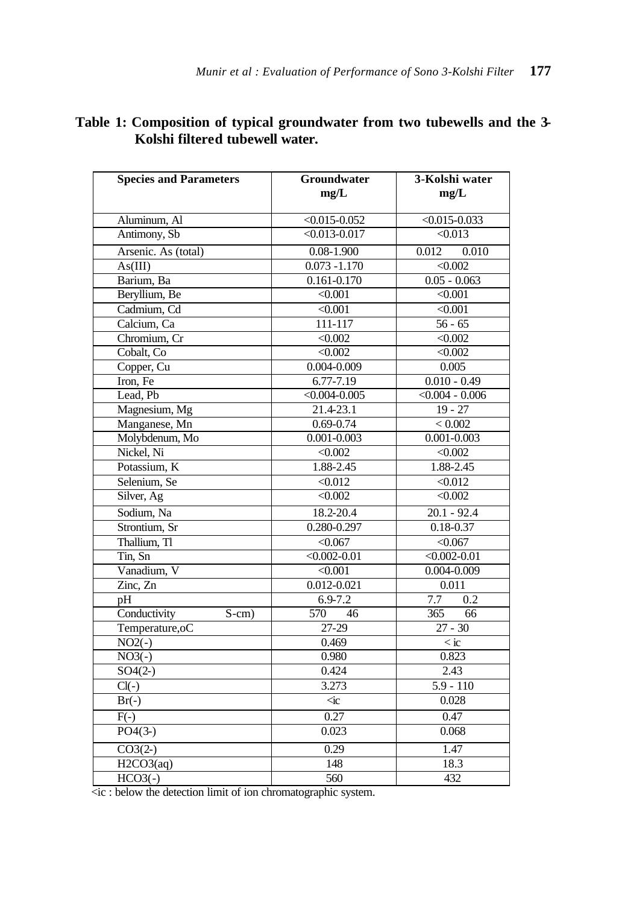**Table 1: Composition of typical groundwater from two tubewells and the 3-Kolshi filtered tubewell water.**

| Species and Parameters | Groundwater mg/L | 3-Kolshi water mg/L |
|---|---|---|
| Aluminum, Al | <0.015-0.052 | <0.015-0.033 |
| Antimony, Sb | <0.013-0.017 | <0.013 |
| Arsenic. As (total) | 0.08-1.900 | 0.012    0.010 |
| As(III) | 0.073 -1.170 | <0.002 |
| Barium, Ba | 0.161-0.170 | 0.05 - 0.063 |
| Beryllium, Be | <0.001 | <0.001 |
| Cadmium, Cd | <0.001 | <0.001 |
| Calcium, Ca | 111-117 | 56 - 65 |
| Chromium, Cr | <0.002 | <0.002 |
| Cobalt, Co | <0.002 | <0.002 |
| Copper, Cu | 0.004-0.009 | 0.005 |
| Iron, Fe | 6.77-7.19 | 0.010 - 0.49 |
| Lead, Pb | <0.004-0.005 | <0.004 - 0.006 |
| Magnesium, Mg | 21.4-23.1 | 19 - 27 |
| Manganese, Mn | 0.69-0.74 | < 0.002 |
| Molybdenum, Mo | 0.001-0.003 | 0.001-0.003 |
| Nickel, Ni | <0.002 | <0.002 |
| Potassium, K | 1.88-2.45 | 1.88-2.45 |
| Selenium, Se | <0.012 | <0.012 |
| Silver, Ag | <0.002 | <0.002 |
| Sodium, Na | 18.2-20.4 | 20.1 - 92.4 |
| Strontium, Sr | 0.280-0.297 | 0.18-0.37 |
| Thallium, Tl | <0.067 | <0.067 |
| Tin, Sn | <0.002-0.01 | <0.002-0.01 |
| Vanadium, V | <0.001 | 0.004-0.009 |
| Zinc, Zn | 0.012-0.021 | 0.011 |
| pH | 6.9-7.2 | 7.7    0.2 |
| Conductivity    S-cm) | 570    46 | 365    66 |
| Temperature,oC | 27-29 | 27 - 30 |
| NO2(-) | 0.469 | < ic |
| NO3(-) | 0.980 | 0.823 |
| SO4(2-) | 0.424 | 2.43 |
| Cl(-) | 3.273 | 5.9 - 110 |
| Br(-) | <ic | 0.028 |
| F(-) | 0.27 | 0.47 |
| PO4(3-) | 0.023 | 0.068 |
| CO3(2-) | 0.29 | 1.47 |
| H2CO3(aq) | 148 | 18.3 |
| HCO3(-) | 560 | 432 |

<ic : below the detection limit of ion chromatographic system.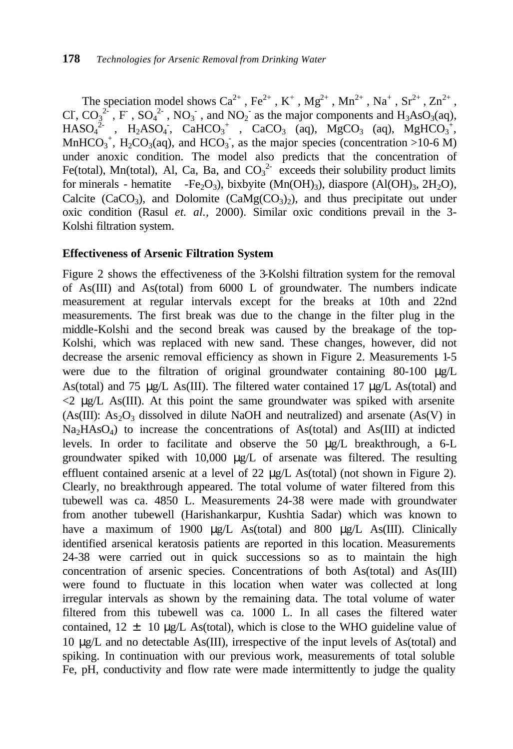The speciation model shows $Ca^{2+}$, $Fe^{2+}$, $K^{+}$, $Mg^{2+}$, $Mn^{2+}$, $Na^{+}$, $Sr^{2+}$, $Zn^{2+}$, $Cl^{-}$, $CO_3^{2-}$, $F^{-}$, $SO_4^{2-}$, $NO_3^{-}$, and $NO_2^{-}$ as the major components and $H_3AsO_3$(aq), $HASO_4^{2-}$, $H_2ASO_4^{-}$, $CaHCO_3^{+}$, $CaCO_3$ (aq), $MgCO_3$ (aq), $MgHCO_3^{+}$, $MnHCO_3^{+}$, $H_2CO_3$(aq), and $HCO_3^{-}$, as the major species (concentration >10-6 M) under anoxic condition. The model also predicts that the concentration of Fe(total), Mn(total), Al, Ca, Ba, and $CO_3^{2-}$ exceeds their solubility product limits for minerals - hematite -$Fe_2O_3$), bixbyite ($Mn(OH)_3$), diaspore ($Al(OH)_3$, $2H_2O$), Calcite ($CaCO_3$), and Dolomite ($CaMg(CO_3)_2$), and thus precipitate out under oxic condition (Rasul *et. al.*, 2000). Similar oxic conditions prevail in the 3-Kolshi filtration system.

## Effectiveness of Arsenic Filtration System

Figure 2 shows the effectiveness of the 3-Kolshi filtration system for the removal of As(III) and As(total) from 6000 L of groundwater. The numbers indicate measurement at regular intervals except for the breaks at 10th and 22nd measurements. The first break was due to the change in the filter plug in the middle-Kolshi and the second break was caused by the breakage of the top-Kolshi, which was replaced with new sand. These changes, however, did not decrease the arsenic removal efficiency as shown in Figure 2. Measurements 1-5 were due to the filtration of original groundwater containing 80-100 μg/L As(total) and 75 μg/L As(III). The filtered water contained 17 μg/L As(total) and <2 μg/L As(III). At this point the same groundwater was spiked with arsenite (As(III): $As_2O_3$ dissolved in dilute NaOH and neutralized) and arsenate (As(V) in $Na_2HAsO_4$) to increase the concentrations of As(total) and As(III) at indicted levels. In order to facilitate and observe the 50 μg/L breakthrough, a 6-L groundwater spiked with 10,000 μg/L of arsenate was filtered. The resulting effluent contained arsenic at a level of 22 μg/L As(total) (not shown in Figure 2). Clearly, no breakthrough appeared. The total volume of water filtered from this tubewell was ca. 4850 L. Measurements 24-38 were made with groundwater from another tubewell (Harishankarpur, Kushtia Sadar) which was known to have a maximum of 1900 μg/L As(total) and 800 μg/L As(III). Clinically identified arsenical keratosis patients are reported in this location. Measurements 24-38 were carried out in quick successions so as to maintain the high concentration of arsenic species. Concentrations of both As(total) and As(III) were found to fluctuate in this location when water was collected at long irregular intervals as shown by the remaining data. The total volume of water filtered from this tubewell was ca. 1000 L. In all cases the filtered water contained, 12 ± 10 μg/L As(total), which is close to the WHO guideline value of 10 μg/L and no detectable As(III), irrespective of the input levels of As(total) and spiking. In continuation with our previous work, measurements of total soluble Fe, pH, conductivity and flow rate were made intermittently to judge the quality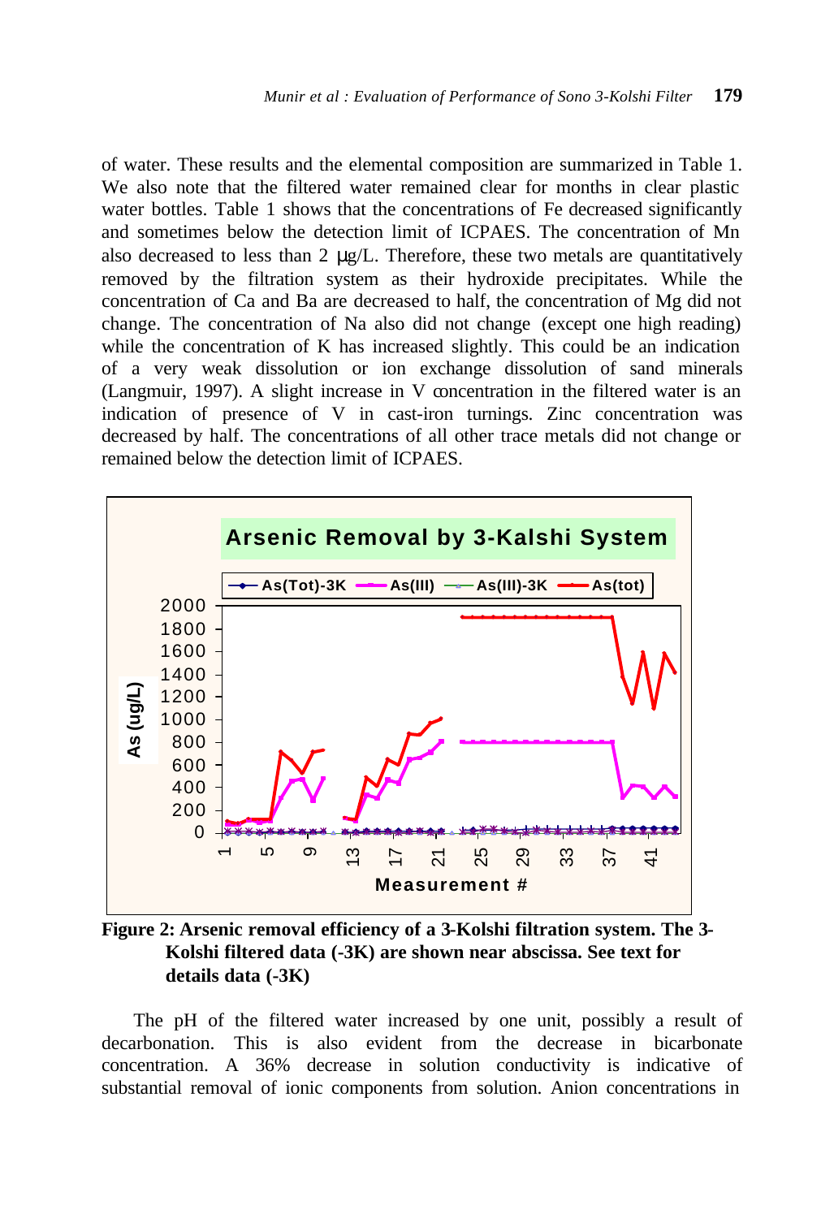of water. These results and the elemental composition are summarized in Table 1. We also note that the filtered water remained clear for months in clear plastic water bottles. Table 1 shows that the concentrations of Fe decreased significantly and sometimes below the detection limit of ICPAES. The concentration of Mn also decreased to less than 2 μg/L. Therefore, these two metals are quantitatively removed by the filtration system as their hydroxide precipitates. While the concentration of Ca and Ba are decreased to half, the concentration of Mg did not change. The concentration of Na also did not change (except one high reading) while the concentration of K has increased slightly. This could be an indication of a very weak dissolution or ion exchange dissolution of sand minerals (Langmuir, 1997). A slight increase in V concentration in the filtered water is an indication of presence of V in cast-iron turnings. Zinc concentration was decreased by half. The concentrations of all other trace metals did not change or remained below the detection limit of ICPAES.

**Figure 2: Arsenic removal efficiency of a 3-Kolshi filtration system. The 3-Kolshi filtered data (-3K) are shown near abscissa. See text for details data (-3K)**

The pH of the filtered water increased by one unit, possibly a result of decarbonation. This is also evident from the decrease in bicarbonate concentration. A 36% decrease in solution conductivity is indicative of substantial removal of ionic components from solution. Anion concentrations in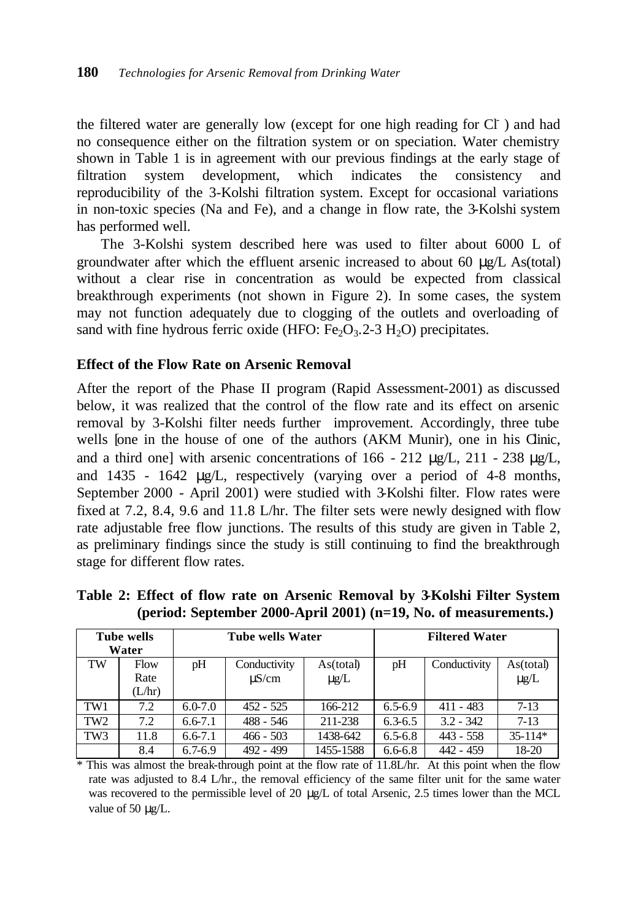the filtered water are generally low (except for one high reading for $Cl^-$ ) and had no consequence either on the filtration system or on speciation. Water chemistry shown in Table 1 is in agreement with our previous findings at the early stage of filtration system development, which indicates the consistency and reproducibility of the 3-Kolshi filtration system. Except for occasional variations in non-toxic species (Na and Fe), and a change in flow rate, the 3-Kolshi system has performed well.

The 3-Kolshi system described here was used to filter about 6000 L of groundwater after which the effluent arsenic increased to about 60 μg/L As(total) without a clear rise in concentration as would be expected from classical breakthrough experiments (not shown in Figure 2). In some cases, the system may not function adequately due to clogging of the outlets and overloading of sand with fine hydrous ferric oxide (HFO: $Fe_2O_3.2\text{-}3\ H_2O$) precipitates.

### Effect of the Flow Rate on Arsenic Removal

After the report of the Phase II program (Rapid Assessment-2001) as discussed below, it was realized that the control of the flow rate and its effect on arsenic removal by 3-Kolshi filter needs further improvement. Accordingly, three tube wells [one in the house of one of the authors (AKM Munir), one in his Clinic, and a third one] with arsenic concentrations of 166 - 212 μg/L, 211 - 238 μg/L, and 1435 - 1642 μg/L, respectively (varying over a period of 4-8 months, September 2000 - April 2001) were studied with 3-Kolshi filter. Flow rates were fixed at 7.2, 8.4, 9.6 and 11.8 L/hr. The filter sets were newly designed with flow rate adjustable free flow junctions. The results of this study are given in Table 2, as preliminary findings since the study is still continuing to find the breakthrough stage for different flow rates.

**Table 2: Effect of flow rate on Arsenic Removal by 3-Kolshi Filter System (period: September 2000-April 2001) (n=19, No. of measurements.)**

| Tube wells Water | | Tube wells Water | | | Filtered Water | | |
|---|---|---|---|---|---|---|---|
| TW | Flow Rate (L/hr) | pH | Conductivity μS/cm | As(total) μg/L | pH | Conductivity | As(total) μg/L |
| TW1 | 7.2 | 6.0-7.0 | 452 - 525 | 166-212 | 6.5-6.9 | 411 - 483 | 7-13 |
| TW2 | 7.2 | 6.6-7.1 | 488 - 546 | 211-238 | 6.3-6.5 | 3.2 - 342 | 7-13 |
| TW3 | 11.8 | 6.6-7.1 | 466 - 503 | 1438-642 | 6.5-6.8 | 443 - 558 | 35-114* |
| | 8.4 | 6.7-6.9 | 492 - 499 | 1455-1588 | 6.6-6.8 | 442 - 459 | 18-20 |

\* This was almost the break-through point at the flow rate of 11.8L/hr. At this point when the flow rate was adjusted to 8.4 L/hr., the removal efficiency of the same filter unit for the same water was recovered to the permissible level of 20 μg/L of total Arsenic, 2.5 times lower than the MCL value of 50 μg/L.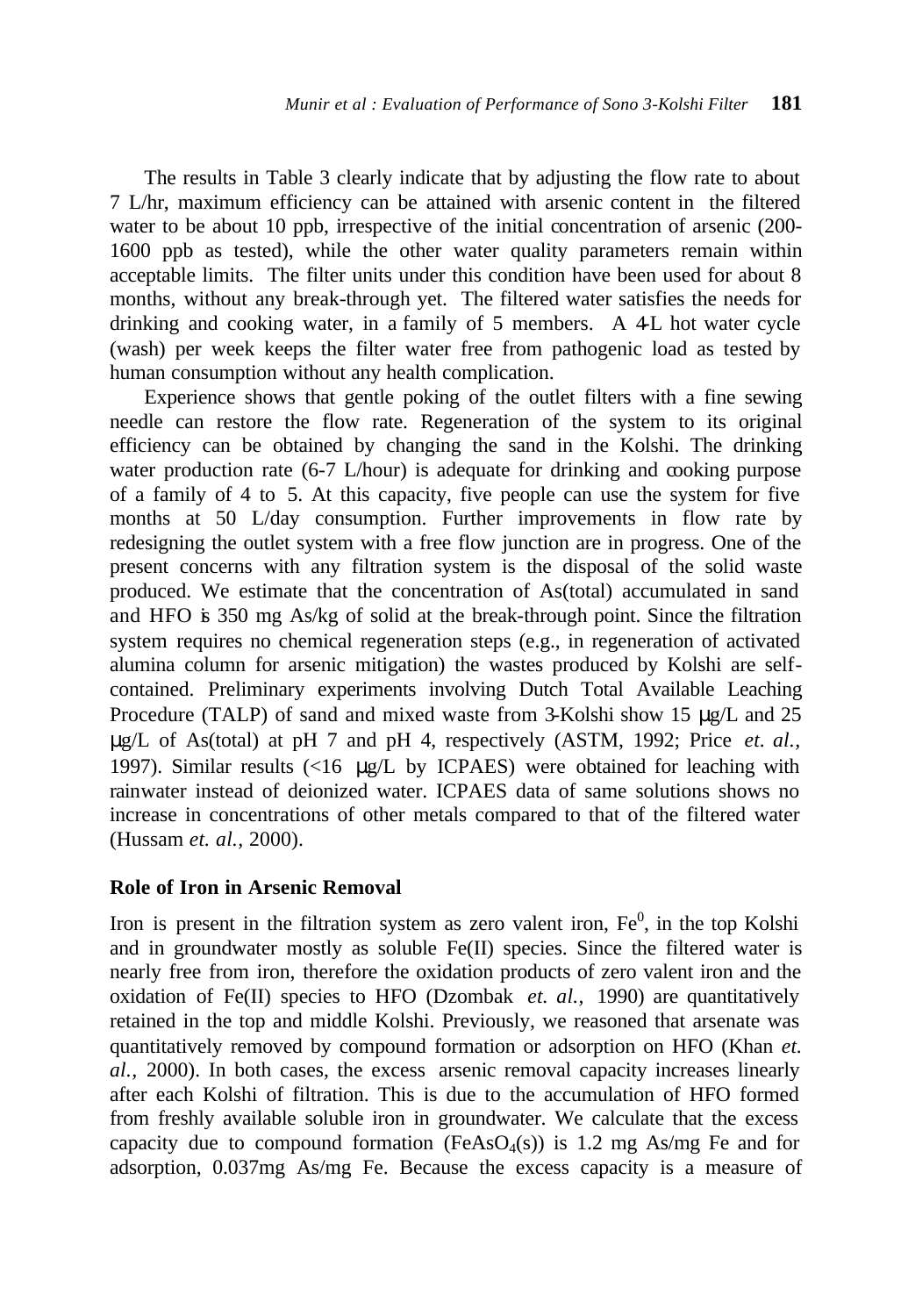The results in Table 3 clearly indicate that by adjusting the flow rate to about 7 L/hr, maximum efficiency can be attained with arsenic content in the filtered water to be about 10 ppb, irrespective of the initial concentration of arsenic (200-1600 ppb as tested), while the other water quality parameters remain within acceptable limits. The filter units under this condition have been used for about 8 months, without any break-through yet. The filtered water satisfies the needs for drinking and cooking water, in a family of 5 members. A 4-L hot water cycle (wash) per week keeps the filter water free from pathogenic load as tested by human consumption without any health complication.

Experience shows that gentle poking of the outlet filters with a fine sewing needle can restore the flow rate. Regeneration of the system to its original efficiency can be obtained by changing the sand in the Kolshi. The drinking water production rate (6-7 L/hour) is adequate for drinking and cooking purpose of a family of 4 to 5. At this capacity, five people can use the system for five months at 50 L/day consumption. Further improvements in flow rate by redesigning the outlet system with a free flow junction are in progress. One of the present concerns with any filtration system is the disposal of the solid waste produced. We estimate that the concentration of As(total) accumulated in sand and HFO is 350 mg As/kg of solid at the break-through point. Since the filtration system requires no chemical regeneration steps (e.g., in regeneration of activated alumina column for arsenic mitigation) the wastes produced by Kolshi are self-contained. Preliminary experiments involving Dutch Total Available Leaching Procedure (TALP) of sand and mixed waste from 3-Kolshi show 15 μg/L and 25 μg/L of As(total) at pH 7 and pH 4, respectively (ASTM, 1992; Price *et. al.*, 1997). Similar results (<16 μg/L by ICPAES) were obtained for leaching with rainwater instead of deionized water. ICPAES data of same solutions shows no increase in concentrations of other metals compared to that of the filtered water (Hussam *et. al.*, 2000).

## Role of Iron in Arsenic Removal

Iron is present in the filtration system as zero valent iron, $Fe^0$, in the top Kolshi and in groundwater mostly as soluble Fe(II) species. Since the filtered water is nearly free from iron, therefore the oxidation products of zero valent iron and the oxidation of Fe(II) species to HFO (Dzombak *et. al.*, 1990) are quantitatively retained in the top and middle Kolshi. Previously, we reasoned that arsenate was quantitatively removed by compound formation or adsorption on HFO (Khan *et. al.*, 2000). In both cases, the excess arsenic removal capacity increases linearly after each Kolshi of filtration. This is due to the accumulation of HFO formed from freshly available soluble iron in groundwater. We calculate that the excess capacity due to compound formation ($FeAsO_4(s)$) is 1.2 mg As/mg Fe and for adsorption, 0.037mg As/mg Fe. Because the excess capacity is a measure of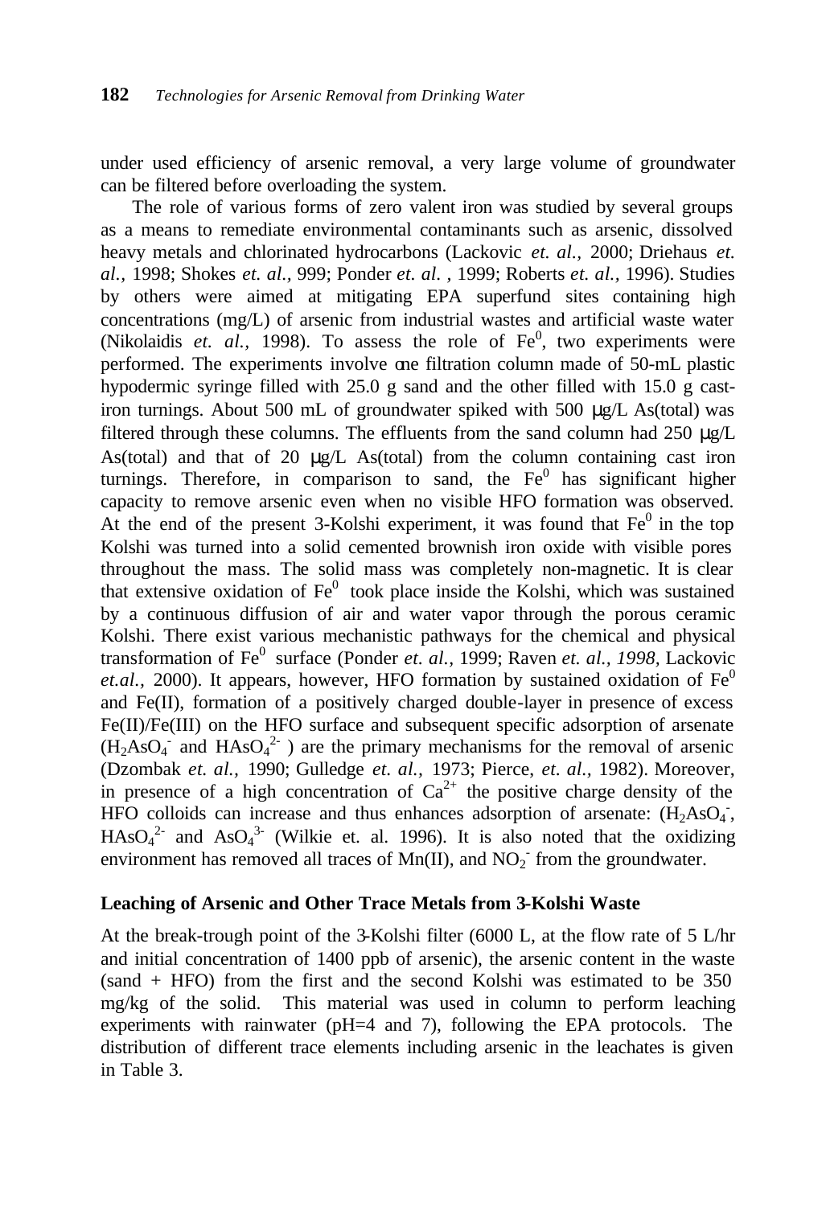under used efficiency of arsenic removal, a very large volume of groundwater can be filtered before overloading the system.

The role of various forms of zero valent iron was studied by several groups as a means to remediate environmental contaminants such as arsenic, dissolved heavy metals and chlorinated hydrocarbons (Lackovic *et. al.,* 2000; Driehaus *et. al.,* 1998; Shokes *et. al.,* 999; Ponder *et. al.* , 1999; Roberts *et. al.,* 1996). Studies by others were aimed at mitigating EPA superfund sites containing high concentrations (mg/L) of arsenic from industrial wastes and artificial waste water (Nikolaidis *et. al.,* 1998). To assess the role of $Fe^0$, two experiments were performed. The experiments involve one filtration column made of 50-mL plastic hypodermic syringe filled with 25.0 g sand and the other filled with 15.0 g cast-iron turnings. About 500 mL of groundwater spiked with 500 μg/L As(total) was filtered through these columns. The effluents from the sand column had 250 μg/L As(total) and that of 20 μg/L As(total) from the column containing cast iron turnings. Therefore, in comparison to sand, the $Fe^0$ has significant higher capacity to remove arsenic even when no visible HFO formation was observed. At the end of the present 3-Kolshi experiment, it was found that $Fe^0$ in the top Kolshi was turned into a solid cemented brownish iron oxide with visible pores throughout the mass. The solid mass was completely non-magnetic. It is clear that extensive oxidation of $Fe^0$ took place inside the Kolshi, which was sustained by a continuous diffusion of air and water vapor through the porous ceramic Kolshi. There exist various mechanistic pathways for the chemical and physical transformation of $Fe^0$ surface (Ponder *et. al.,* 1999; Raven *et. al., 1998,* Lackovic *et.al.,* 2000). It appears, however, HFO formation by sustained oxidation of $Fe^0$ and Fe(II), formation of a positively charged double-layer in presence of excess Fe(II)/Fe(III) on the HFO surface and subsequent specific adsorption of arsenate ($H_2AsO_4^-$ and $HAsO_4^{2-}$ ) are the primary mechanisms for the removal of arsenic (Dzombak *et. al.,* 1990; Gulledge *et. al.,* 1973; Pierce, *et. al.,* 1982). Moreover, in presence of a high concentration of $Ca^{2+}$ the positive charge density of the HFO colloids can increase and thus enhances adsorption of arsenate: ($H_2AsO_4^-$, $HAsO_4^{2-}$ and $AsO_4^{3-}$ (Wilkie et. al. 1996). It is also noted that the oxidizing environment has removed all traces of Mn(II), and $NO_2^-$ from the groundwater.

## Leaching of Arsenic and Other Trace Metals from 3-Kolshi Waste

At the break-trough point of the 3-Kolshi filter (6000 L, at the flow rate of 5 L/hr and initial concentration of 1400 ppb of arsenic), the arsenic content in the waste (sand + HFO) from the first and the second Kolshi was estimated to be 350 mg/kg of the solid. This material was used in column to perform leaching experiments with rainwater (pH=4 and 7), following the EPA protocols. The distribution of different trace elements including arsenic in the leachates is given in Table 3.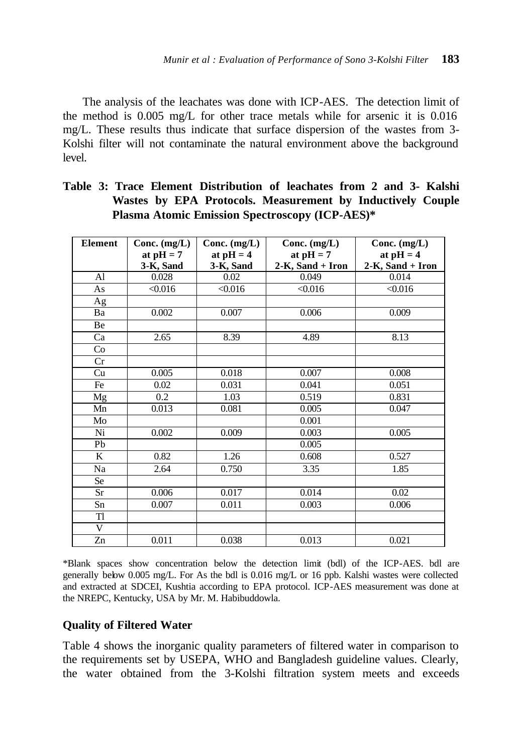The analysis of the leachates was done with ICP-AES. The detection limit of the method is 0.005 mg/L for other trace metals while for arsenic it is 0.016 mg/L. These results thus indicate that surface dispersion of the wastes from 3-Kolshi filter will not contaminate the natural environment above the background level.

**Table 3: Trace Element Distribution of leachates from 2 and 3- Kalshi Wastes by EPA Protocols. Measurement by Inductively Couple Plasma Atomic Emission Spectroscopy (ICP-AES)***

| Element | Conc. (mg/L) at pH = 7 3-K, Sand | Conc. (mg/L) at pH = 4 3-K, Sand | Conc. (mg/L) at pH = 7 2-K, Sand + Iron | Conc. (mg/L) at pH = 4 2-K, Sand + Iron |
|---|---|---|---|---|
| Al | 0.028 | 0.02 | 0.049 | 0.014 |
| As | <0.016 | <0.016 | <0.016 | <0.016 |
| Ag | | | | |
| Ba | 0.002 | 0.007 | 0.006 | 0.009 |
| Be | | | | |
| Ca | 2.65 | 8.39 | 4.89 | 8.13 |
| Co | | | | |
| Cr | | | | |
| Cu | 0.005 | 0.018 | 0.007 | 0.008 |
| Fe | 0.02 | 0.031 | 0.041 | 0.051 |
| Mg | 0.2 | 1.03 | 0.519 | 0.831 |
| Mn | 0.013 | 0.081 | 0.005 | 0.047 |
| Mo | | | 0.001 | |
| Ni | 0.002 | 0.009 | 0.003 | 0.005 |
| Pb | | | 0.005 | |
| K | 0.82 | 1.26 | 0.608 | 0.527 |
| Na | 2.64 | 0.750 | 3.35 | 1.85 |
| Se | | | | |
| Sr | 0.006 | 0.017 | 0.014 | 0.02 |
| Sn | 0.007 | 0.011 | 0.003 | 0.006 |
| Tl | | | | |
| V | | | | |
| Zn | 0.011 | 0.038 | 0.013 | 0.021 |

*Blank spaces show concentration below the detection limit (bdl) of the ICP-AES. bdl are generally below 0.005 mg/L. For As the bdl is 0.016 mg/L or 16 ppb. Kalshi wastes were collected and extracted at SDCEI, Kushtia according to EPA protocol. ICP-AES measurement was done at the NREPC, Kentucky, USA by Mr. M. Habibuddowla.

### Quality of Filtered Water

Table 4 shows the inorganic quality parameters of filtered water in comparison to the requirements set by USEPA, WHO and Bangladesh guideline values. Clearly, the water obtained from the 3-Kolshi filtration system meets and exceeds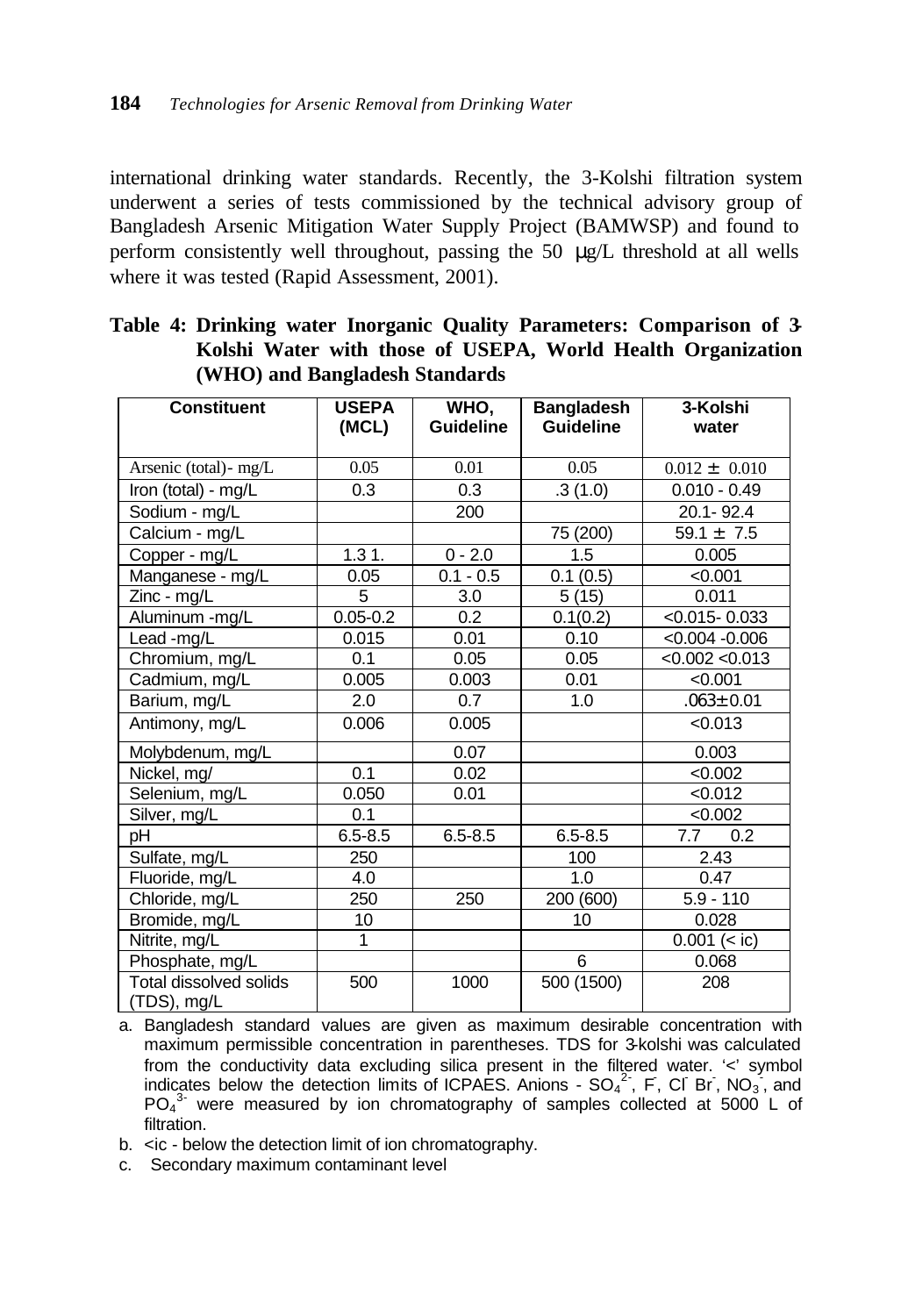international drinking water standards. Recently, the 3-Kolshi filtration system underwent a series of tests commissioned by the technical advisory group of Bangladesh Arsenic Mitigation Water Supply Project (BAMWSP) and found to perform consistently well throughout, passing the 50 μg/L threshold at all wells where it was tested (Rapid Assessment, 2001).

**Table 4: Drinking water Inorganic Quality Parameters: Comparison of 3-Kolshi Water with those of USEPA, World Health Organization (WHO) and Bangladesh Standards**

| Constituent | USEPA (MCL) | WHO, Guideline | Bangladesh Guideline | 3-Kolshi water |
|---|---|---|---|---|
| Arsenic (total)- mg/L | 0.05 | 0.01 | 0.05 | 0.012 ± 0.010 |
| Iron (total) - mg/L | 0.3 | 0.3 | .3 (1.0) | 0.010 - 0.49 |
| Sodium - mg/L | | 200 | | 20.1- 92.4 |
| Calcium - mg/L | | | 75 (200) | 59.1 ± 7.5 |
| Copper - mg/L | 1.3 1. | 0 - 2.0 | 1.5 | 0.005 |
| Manganese - mg/L | 0.05 | 0.1 - 0.5 | 0.1 (0.5) | <0.001 |
| Zinc - mg/L | 5 | 3.0 | 5 (15) | 0.011 |
| Aluminum -mg/L | 0.05-0.2 | 0.2 | 0.1(0.2) | <0.015- 0.033 |
| Lead -mg/L | 0.015 | 0.01 | 0.10 | <0.004 -0.006 |
| Chromium, mg/L | 0.1 | 0.05 | 0.05 | <0.002 <0.013 |
| Cadmium, mg/L | 0.005 | 0.003 | 0.01 | <0.001 |
| Barium, mg/L | 2.0 | 0.7 | 1.0 | .063± 0.01 |
| Antimony, mg/L | 0.006 | 0.005 | | <0.013 |
| Molybdenum, mg/L | | 0.07 | | 0.003 |
| Nickel, mg/ | 0.1 | 0.02 | | <0.002 |
| Selenium, mg/L | 0.050 | 0.01 | | <0.012 |
| Silver, mg/L | 0.1 | | | <0.002 |
| pH | 6.5-8.5 | 6.5-8.5 | 6.5-8.5 | 7.7 0.2 |
| Sulfate, mg/L | 250 | | 100 | 2.43 |
| Fluoride, mg/L | 4.0 | | 1.0 | 0.47 |
| Chloride, mg/L | 250 | 250 | 200 (600) | 5.9 - 110 |
| Bromide, mg/L | 10 | | 10 | 0.028 |
| Nitrite, mg/L | 1 | | | 0.001 (< ic) |
| Phosphate, mg/L | | | 6 | 0.068 |
| Total dissolved solids (TDS), mg/L | 500 | 1000 | 500 (1500) | 208 |

a. Bangladesh standard values are given as maximum desirable concentration with maximum permissible concentration in parentheses. TDS for 3-kolshi was calculated from the conductivity data excluding silica present in the filtered water. '<' symbol indicates below the detection limits of ICPAES. Anions - $SO_4^{2-}$, $F^-$, $Cl^-$ $Br^-$, $NO_3^-$, and $PO_4^{3-}$ were measured by ion chromatography of samples collected at 5000 L of filtration.

b. <ic - below the detection limit of ion chromatography.

c. Secondary maximum contaminant level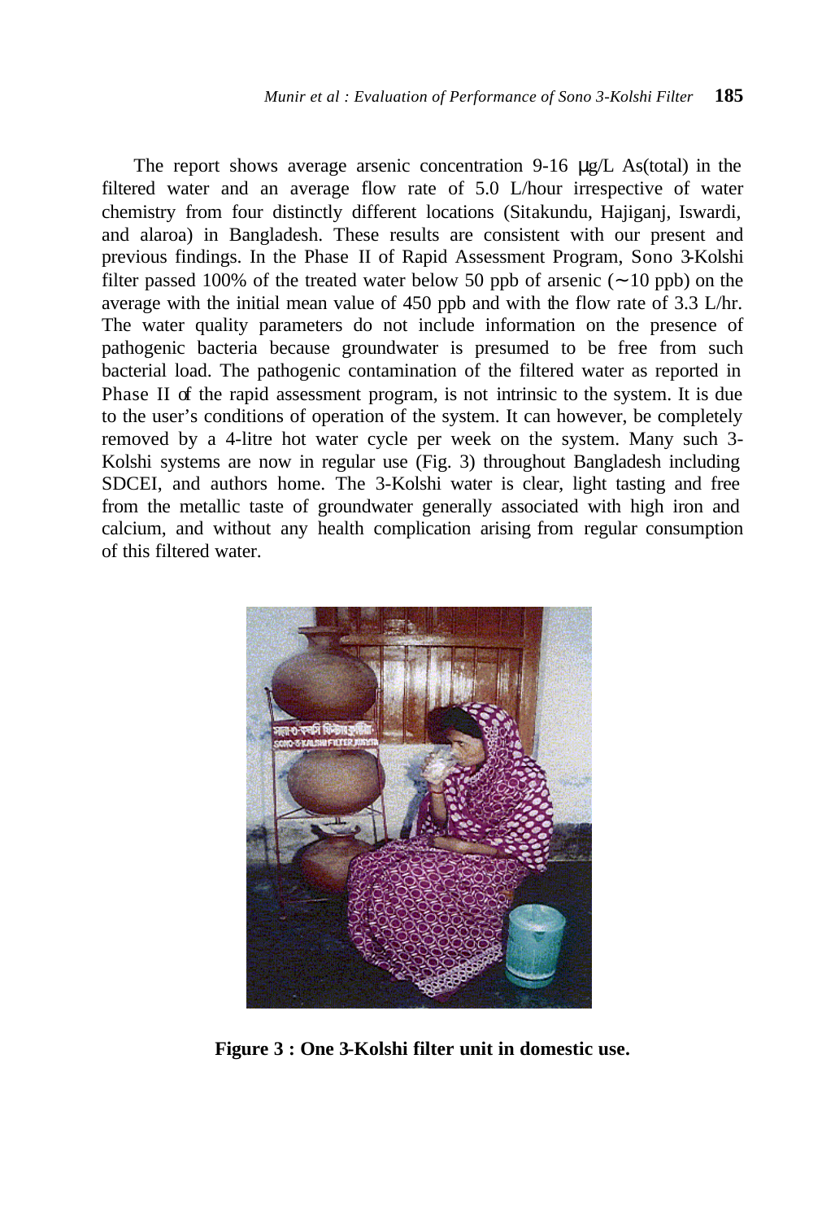The report shows average arsenic concentration 9-16 μg/L As(total) in the filtered water and an average flow rate of 5.0 L/hour irrespective of water chemistry from four distinctly different locations (Sitakundu, Hajiganj, Iswardi, and alaroa) in Bangladesh. These results are consistent with our present and previous findings. In the Phase II of Rapid Assessment Program, Sono 3-Kolshi filter passed 100% of the treated water below 50 ppb of arsenic (~10 ppb) on the average with the initial mean value of 450 ppb and with the flow rate of 3.3 L/hr. The water quality parameters do not include information on the presence of pathogenic bacteria because groundwater is presumed to be free from such bacterial load. The pathogenic contamination of the filtered water as reported in Phase II of the rapid assessment program, is not intrinsic to the system. It is due to the user's conditions of operation of the system. It can however, be completely removed by a 4-litre hot water cycle per week on the system. Many such 3-Kolshi systems are now in regular use (Fig. 3) throughout Bangladesh including SDCEI, and authors home. The 3-Kolshi water is clear, light tasting and free from the metallic taste of groundwater generally associated with high iron and calcium, and without any health complication arising from regular consumption of this filtered water.

**Figure 3 : One 3-Kolshi filter unit in domestic use.**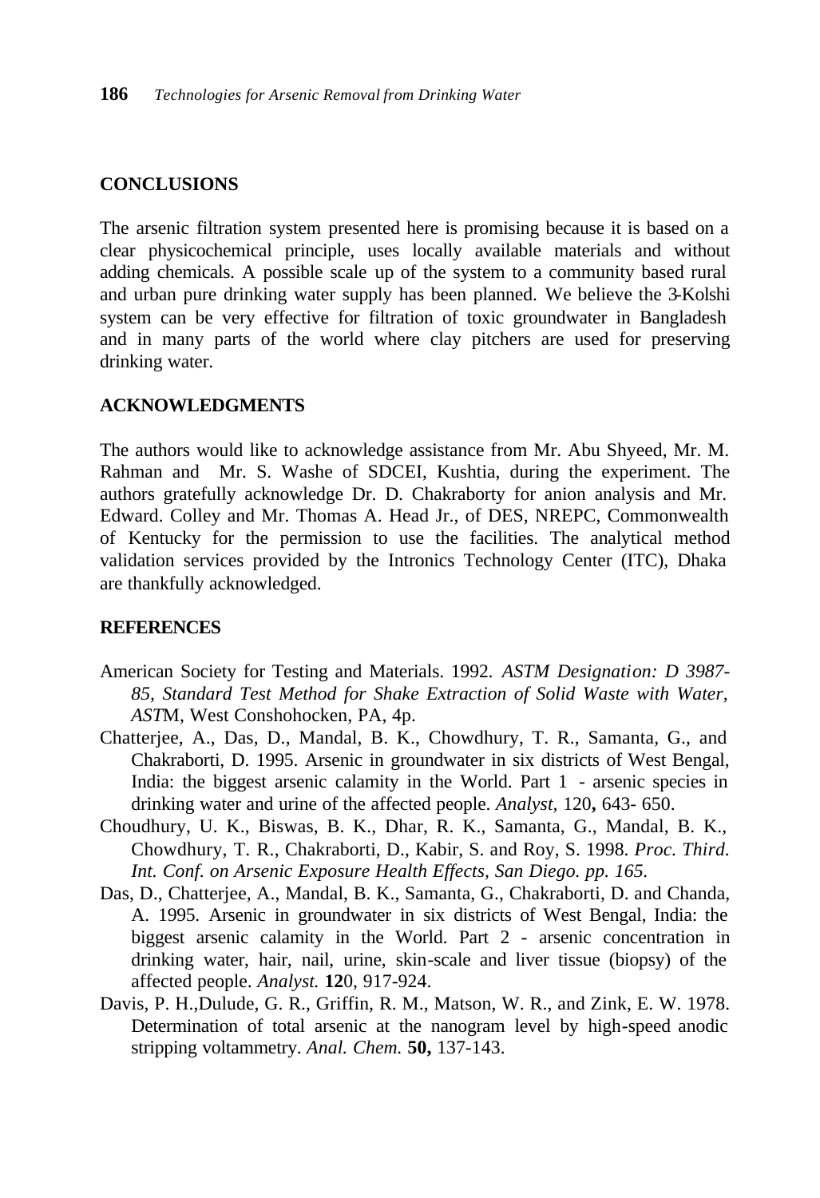## CONCLUSIONS

The arsenic filtration system presented here is promising because it is based on a clear physicochemical principle, uses locally available materials and without adding chemicals. A possible scale up of the system to a community based rural and urban pure drinking water supply has been planned. We believe the 3-Kolshi system can be very effective for filtration of toxic groundwater in Bangladesh and in many parts of the world where clay pitchers are used for preserving drinking water.

## ACKNOWLEDGMENTS

The authors would like to acknowledge assistance from Mr. Abu Shyeed, Mr. M. Rahman and Mr. S. Washe of SDCEI, Kushtia, during the experiment. The authors gratefully acknowledge Dr. D. Chakraborty for anion analysis and Mr. Edward. Colley and Mr. Thomas A. Head Jr., of DES, NREPC, Commonwealth of Kentucky for the permission to use the facilities. The analytical method validation services provided by the Intronics Technology Center (ITC), Dhaka are thankfully acknowledged.

## REFERENCES

American Society for Testing and Materials. 1992. *ASTM Designation: D 3987-85, Standard Test Method for Shake Extraction of Solid Waste with Water*, *AST*M, West Conshohocken, PA, 4p.

Chatterjee, A., Das, D., Mandal, B. K., Chowdhury, T. R., Samanta, G., and Chakraborti, D. 1995. Arsenic in groundwater in six districts of West Bengal, India: the biggest arsenic calamity in the World. Part 1 - arsenic species in drinking water and urine of the affected people. *Analyst,* 120**,** 643- 650.

Choudhury, U. K., Biswas, B. K., Dhar, R. K., Samanta, G., Mandal, B. K., Chowdhury, T. R., Chakraborti, D., Kabir, S. and Roy, S. 1998. *Proc. Third. Int. Conf. on Arsenic Exposure Health Effects, San Diego. pp. 165.*

Das, D., Chatterjee, A., Mandal, B. K., Samanta, G., Chakraborti, D. and Chanda, A. 1995. Arsenic in groundwater in six districts of West Bengal, India: the biggest arsenic calamity in the World. Part 2 - arsenic concentration in drinking water, hair, nail, urine, skin-scale and liver tissue (biopsy) of the affected people. *Analyst.* **12**0, 917-924.

Davis, P. H.,Dulude, G. R., Griffin, R. M., Matson, W. R., and Zink, E. W. 1978. Determination of total arsenic at the nanogram level by high-speed anodic stripping voltammetry. *Anal. Chem.* **50,** 137-143.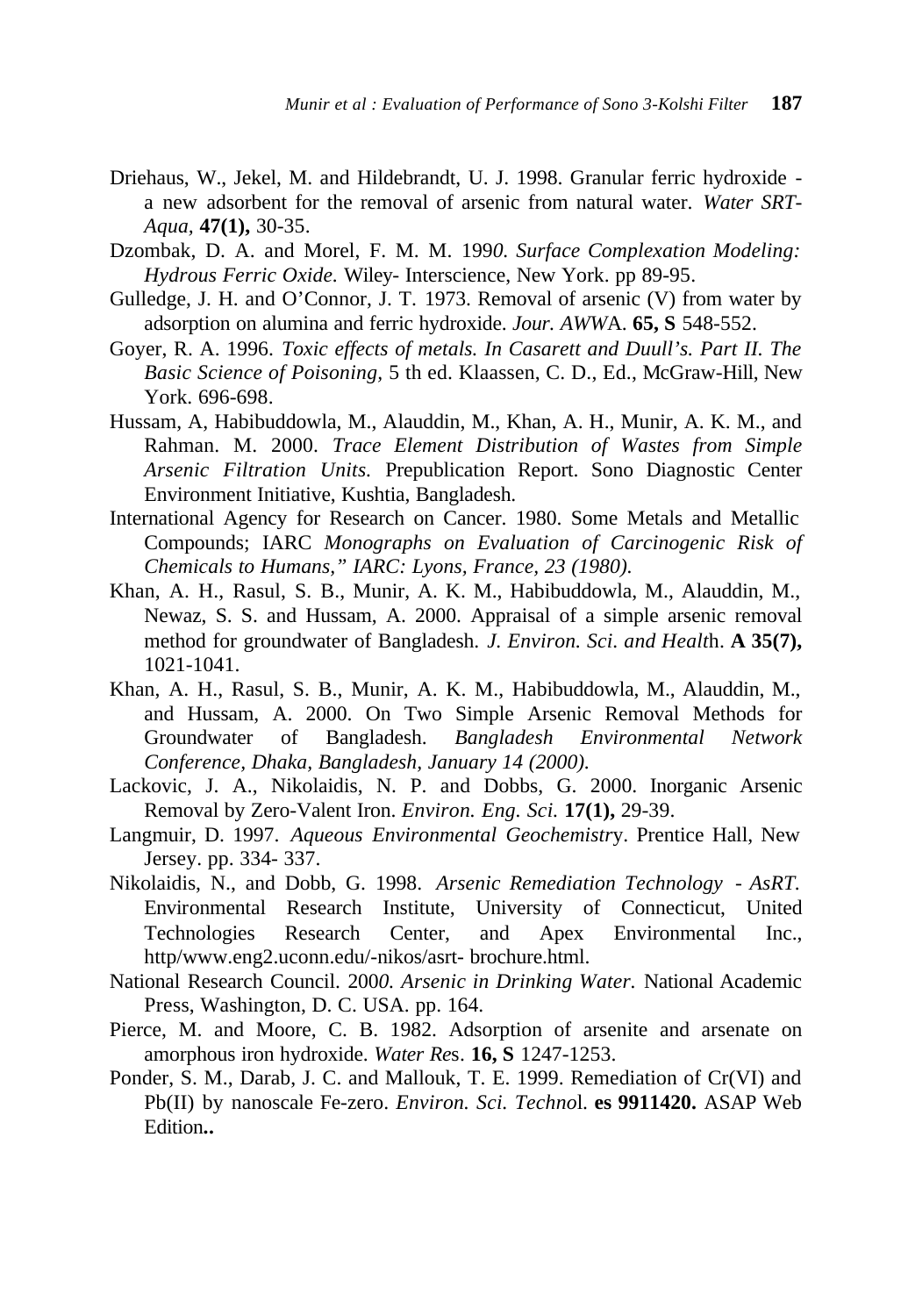Driehaus, W., Jekel, M. and Hildebrandt, U. J. 1998. Granular ferric hydroxide - a new adsorbent for the removal of arsenic from natural water. *Water SRT-Aqua,* **47(1),** 30-35.

Dzombak, D. A. and Morel, F. M. M. 1990. *Surface Complexation Modeling: Hydrous Ferric Oxide.* Wiley- Interscience, New York. pp 89-95.

Gulledge, J. H. and O'Connor, J. T. 1973. Removal of arsenic (V) from water by adsorption on alumina and ferric hydroxide. *Jour. AWWA*. **65, S** 548-552.

Goyer, R. A. 1996. *Toxic effects of metals. In Casarett and Duull's. Part II. The Basic Science of Poisoning,* 5 th ed. Klaassen, C. D., Ed., McGraw-Hill, New York. 696-698.

Hussam, A, Habibuddowla, M., Alauddin, M., Khan, A. H., Munir, A. K. M., and Rahman. M. 2000. *Trace Element Distribution of Wastes from Simple Arsenic Filtration Units.* Prepublication Report. Sono Diagnostic Center Environment Initiative, Kushtia, Bangladesh.

International Agency for Research on Cancer. 1980. Some Metals and Metallic Compounds; IARC *Monographs on Evaluation of Carcinogenic Risk of Chemicals to Humans," IARC: Lyons, France, 23 (1980).*

Khan, A. H., Rasul, S. B., Munir, A. K. M., Habibuddowla, M., Alauddin, M., Newaz, S. S. and Hussam, A. 2000. Appraisal of a simple arsenic removal method for groundwater of Bangladesh. *J. Environ. Sci. and Health*. **A 35(7),** 1021-1041.

Khan, A. H., Rasul, S. B., Munir, A. K. M., Habibuddowla, M., Alauddin, M., and Hussam, A. 2000. On Two Simple Arsenic Removal Methods for Groundwater of Bangladesh. *Bangladesh Environmental Network Conference, Dhaka, Bangladesh, January 14 (2000).*

Lackovic, J. A., Nikolaidis, N. P. and Dobbs, G. 2000. Inorganic Arsenic Removal by Zero-Valent Iron. *Environ. Eng. Sci.* **17(1),** 29-39.

Langmuir, D. 1997. *Aqueous Environmental Geochemistry*. Prentice Hall, New Jersey. pp. 334- 337.

Nikolaidis, N., and Dobb, G. 1998. *Arsenic Remediation Technology - AsRT.* Environmental Research Institute, University of Connecticut, United Technologies Research Center, and Apex Environmental Inc., http/www.eng2.uconn.edu/-nikos/asrt- brochure.html.

National Research Council. 2000. *Arsenic in Drinking Water.* National Academic Press, Washington, D. C. USA. pp. 164.

Pierce, M. and Moore, C. B. 1982. Adsorption of arsenite and arsenate on amorphous iron hydroxide. *Water Res*. **16, S** 1247-1253.

Ponder, S. M., Darab, J. C. and Mallouk, T. E. 1999. Remediation of Cr(VI) and Pb(II) by nanoscale Fe-zero. *Environ. Sci. Technol.* **es 9911420.** ASAP Web Edition**..**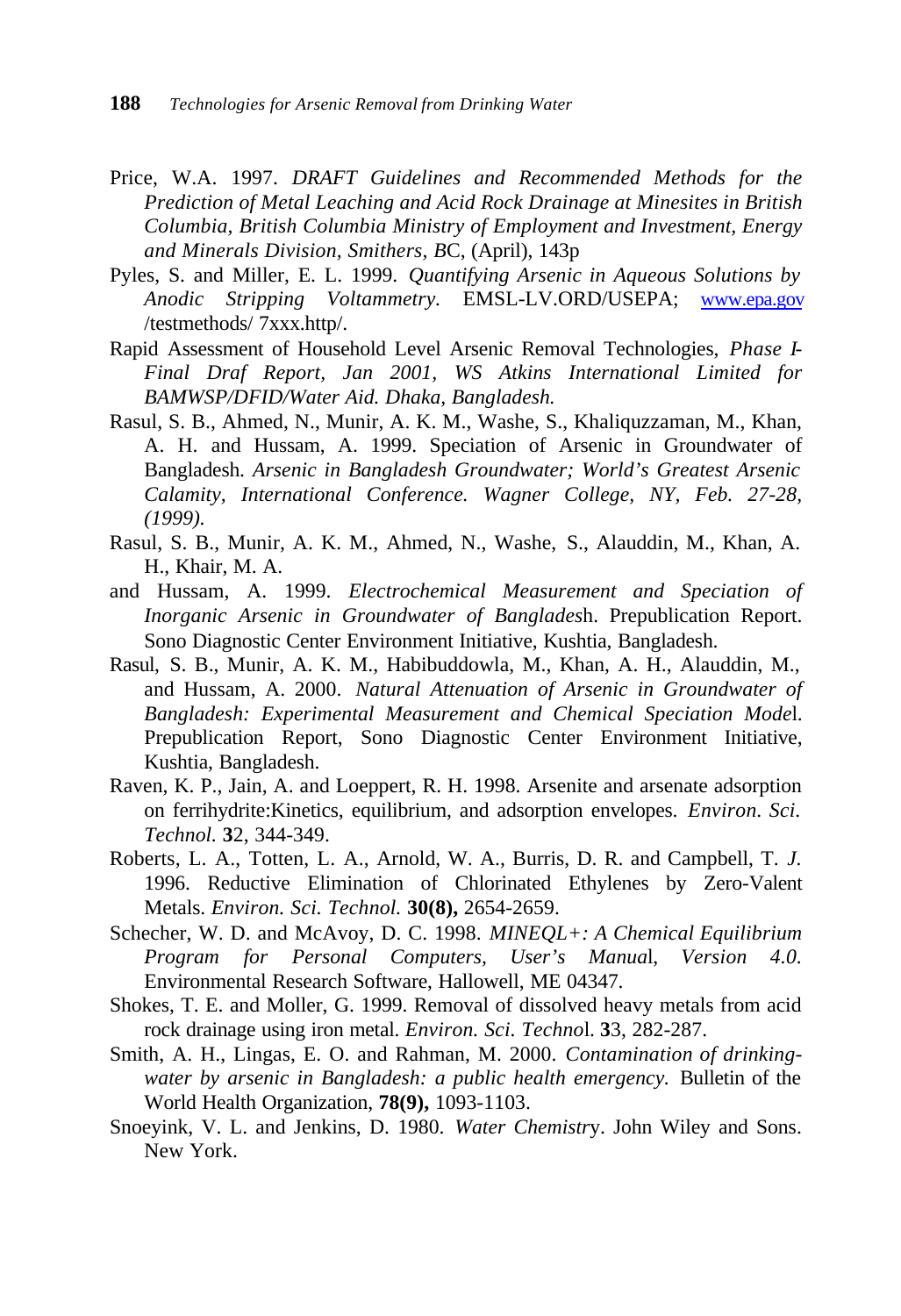Price, W.A. 1997. *DRAFT Guidelines and Recommended Methods for the Prediction of Metal Leaching and Acid Rock Drainage at Minesites in British Columbia, British Columbia Ministry of Employment and Investment, Energy and Minerals Division, Smithers, B*C, (April), 143p

Pyles, S. and Miller, E. L. 1999. *Quantifying Arsenic in Aqueous Solutions by Anodic Stripping Voltammetry.* EMSL-LV.ORD/USEPA; www.epa.gov /testmethods/ 7xxx.http/.

Rapid Assessment of Household Level Arsenic Removal Technologies, *Phase I-Final Draf Report, Jan 2001, WS Atkins International Limited for BAMWSP/DFID/Water Aid. Dhaka, Bangladesh.*

Rasul, S. B., Ahmed, N., Munir, A. K. M., Washe, S., Khaliquzzaman, M., Khan, A. H. and Hussam, A. 1999. Speciation of Arsenic in Groundwater of Bangladesh. *Arsenic in Bangladesh Groundwater; World's Greatest Arsenic Calamity, International Conference. Wagner College, NY, Feb. 27-28, (1999).*

Rasul, S. B., Munir, A. K. M., Ahmed, N., Washe, S., Alauddin, M., Khan, A. H., Khair, M. A.

and Hussam, A. 1999. *Electrochemical Measurement and Speciation of Inorganic Arsenic in Groundwater of Banglades*h. Prepublication Report. Sono Diagnostic Center Environment Initiative, Kushtia, Bangladesh.

Rasul, S. B., Munir, A. K. M., Habibuddowla, M., Khan, A. H., Alauddin, M., and Hussam, A. 2000. *Natural Attenuation of Arsenic in Groundwater of Bangladesh: Experimental Measurement and Chemical Speciation Mode*l. Prepublication Report, Sono Diagnostic Center Environment Initiative, Kushtia, Bangladesh.

Raven, K. P., Jain, A. and Loeppert, R. H. 1998. Arsenite and arsenate adsorption on ferrihydrite:Kinetics, equilibrium, and adsorption envelopes. *Environ. Sci. Technol.* **3**2, 344-349.

Roberts, L. A., Totten, L. A., Arnold, W. A., Burris, D. R. and Campbell, T. *J.* 1996. Reductive Elimination of Chlorinated Ethylenes by Zero-Valent Metals. *Environ. Sci. Technol.* **30(8),** 2654-2659.

Schecher, W. D. and McAvoy, D. C. 1998. *MINEQL+: A Chemical Equilibrium Program for Personal Computers, User's Manua*l*, Version 4.0.* Environmental Research Software, Hallowell, ME 04347.

Shokes, T. E. and Moller, G. 1999. Removal of dissolved heavy metals from acid rock drainage using iron metal. *Environ. Sci. Techno*l. **3**3, 282-287.

Smith, A. H., Lingas, E. O. and Rahman, M. 2000. *Contamination of drinking-water by arsenic in Bangladesh: a public health emergency.* Bulletin of the World Health Organization, **78(9),** 1093-1103.

Snoeyink, V. L. and Jenkins, D. 1980. *Water Chemistr*y. John Wiley and Sons. New York.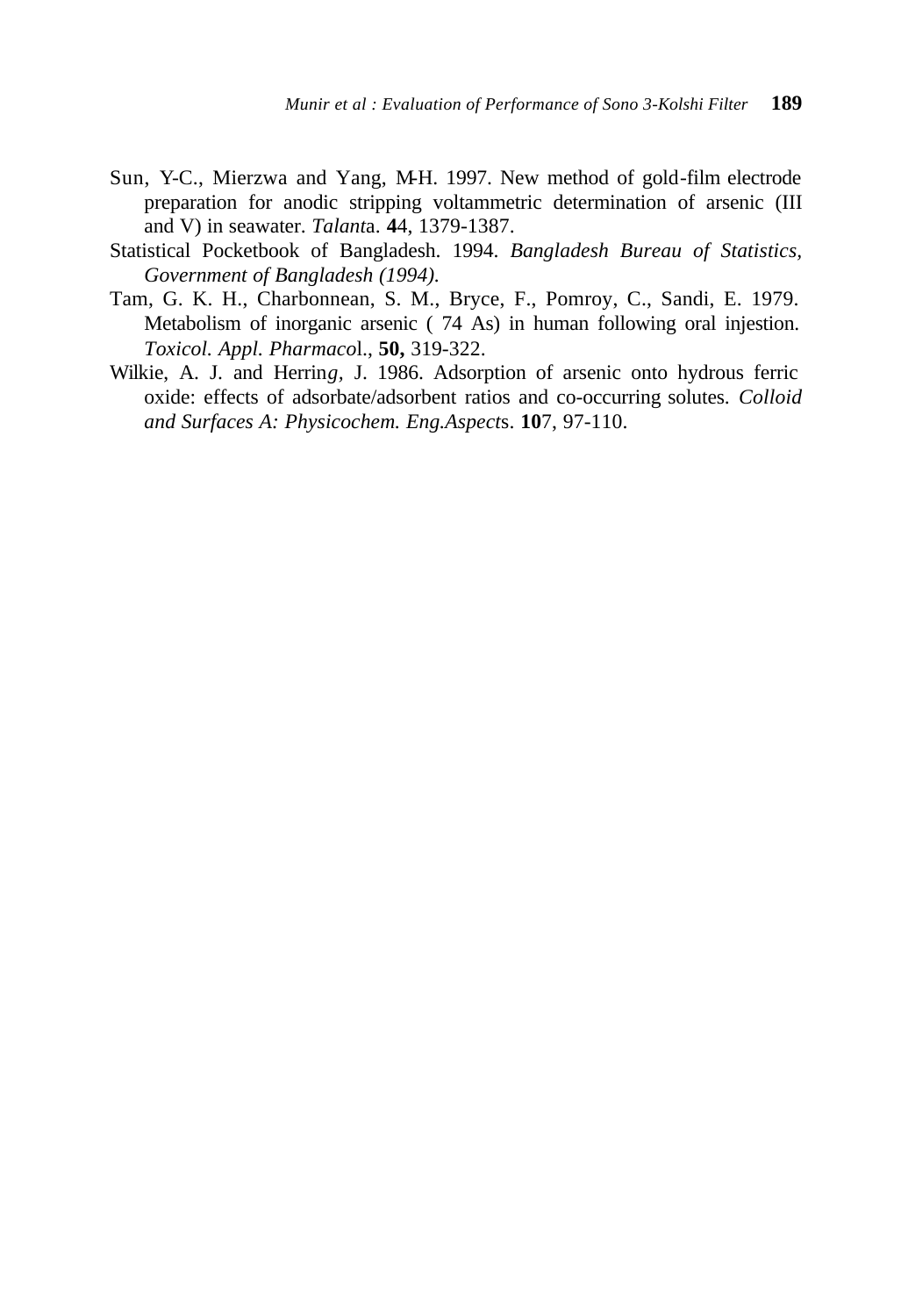Sun, Y-C., Mierzwa and Yang, M-H. 1997. New method of gold-film electrode preparation for anodic stripping voltammetric determination of arsenic (III and V) in seawater. *Talanta*. **44**, 1379-1387.

Statistical Pocketbook of Bangladesh. 1994. *Bangladesh Bureau of Statistics, Government of Bangladesh (1994).*

Tam, G. K. H., Charbonnean, S. M., Bryce, F., Pomroy, C., Sandi, E. 1979. Metabolism of inorganic arsenic ( 74 As) in human following oral injestion. *Toxicol. Appl. Pharmacol.*, **50,** 319-322.

Wilkie, A. J. and Herring, J. 1986. Adsorption of arsenic onto hydrous ferric oxide: effects of adsorbate/adsorbent ratios and co-occurring solutes. *Colloid and Surfaces A: Physicochem. Eng.Aspects*. **107**, 97-110.